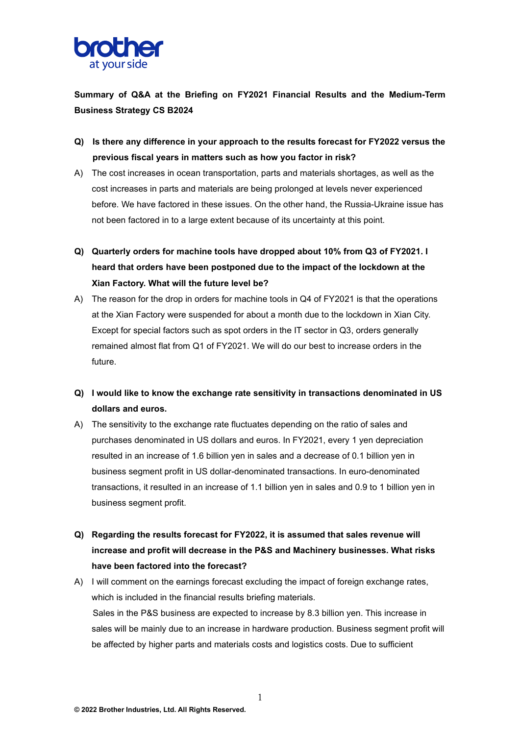**Summary of Q&A at the Briefing on FY2021 Financial Results and the Medium-Term Business Strategy CS B2024**

**Q) Is there any difference in your approach to the results forecast for FY2022 versus the previous fiscal years in matters such as how you factor in risk?**

A) The cost increases in ocean transportation, parts and materials shortages, as well as the cost increases in parts and materials are being prolonged at levels never experienced before. We have factored in these issues. On the other hand, the Russia-Ukraine issue has not been factored in to a large extent because of its uncertainty at this point.

**Q) Quarterly orders for machine tools have dropped about 10% from Q3 of FY2021. I heard that orders have been postponed due to the impact of the lockdown at the Xian Factory. What will the future level be?**

A) The reason for the drop in orders for machine tools in Q4 of FY2021 is that the operations at the Xian Factory were suspended for about a month due to the lockdown in Xian City. Except for special factors such as spot orders in the IT sector in Q3, orders generally remained almost flat from Q1 of FY2021. We will do our best to increase orders in the future.

**Q) I would like to know the exchange rate sensitivity in transactions denominated in US dollars and euros.**

A) The sensitivity to the exchange rate fluctuates depending on the ratio of sales and purchases denominated in US dollars and euros. In FY2021, every 1 yen depreciation resulted in an increase of 1.6 billion yen in sales and a decrease of 0.1 billion yen in business segment profit in US dollar-denominated transactions. In euro-denominated transactions, it resulted in an increase of 1.1 billion yen in sales and 0.9 to 1 billion yen in business segment profit.

**Q) Regarding the results forecast for FY2022, it is assumed that sales revenue will increase and profit will decrease in the P&S and Machinery businesses. What risks have been factored into the forecast?**

A) I will comment on the earnings forecast excluding the impact of foreign exchange rates, which is included in the financial results briefing materials.
Sales in the P&S business are expected to increase by 8.3 billion yen. This increase in sales will be mainly due to an increase in hardware production. Business segment profit will be affected by higher parts and materials costs and logistics costs. Due to sufficient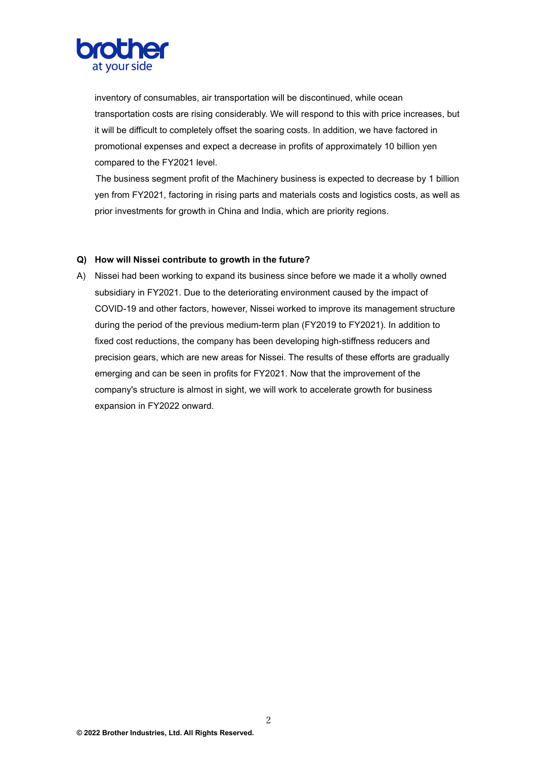inventory of consumables, air transportation will be discontinued, while ocean transportation costs are rising considerably. We will respond to this with price increases, but it will be difficult to completely offset the soaring costs. In addition, we have factored in promotional expenses and expect a decrease in profits of approximately 10 billion yen compared to the FY2021 level.

The business segment profit of the Machinery business is expected to decrease by 1 billion yen from FY2021, factoring in rising parts and materials costs and logistics costs, as well as prior investments for growth in China and India, which are priority regions.

**Q) How will Nissei contribute to growth in the future?**

A) Nissei had been working to expand its business since before we made it a wholly owned subsidiary in FY2021. Due to the deteriorating environment caused by the impact of COVID-19 and other factors, however, Nissei worked to improve its management structure during the period of the previous medium-term plan (FY2019 to FY2021). In addition to fixed cost reductions, the company has been developing high-stiffness reducers and precision gears, which are new areas for Nissei. The results of these efforts are gradually emerging and can be seen in profits for FY2021. Now that the improvement of the company's structure is almost in sight, we will work to accelerate growth for business expansion in FY2022 onward.